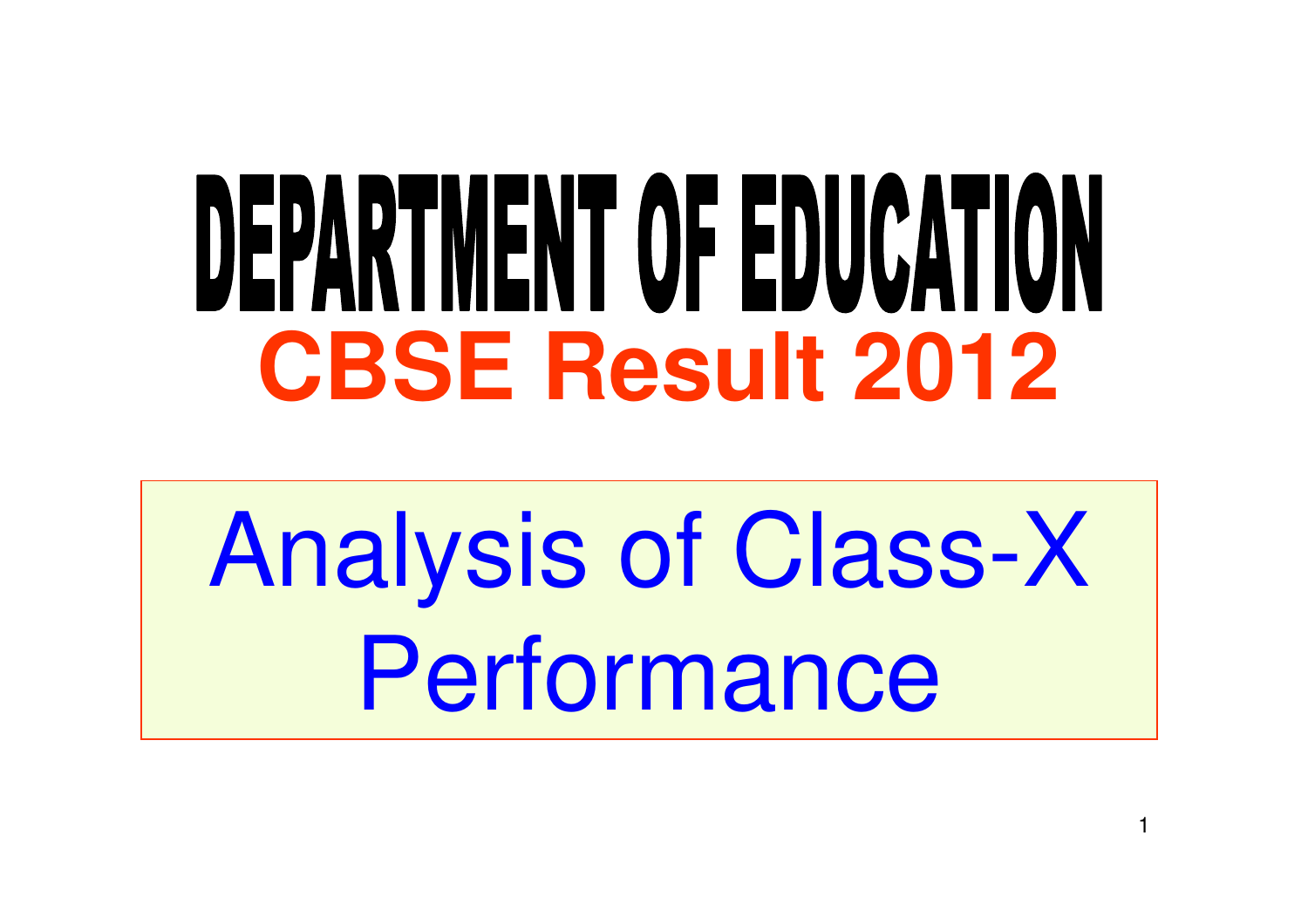# DEPARTMENT OF EDUCATION

## CBSE Result 2012

Analysis of Class-X Performance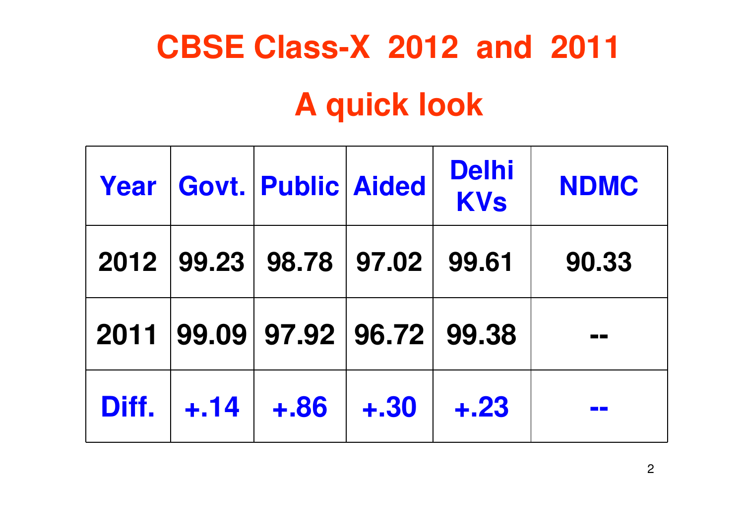# CBSE Class-X 2012 and 2011

## A quick look

| Year | Govt. | Public | Aided | Delhi KVs | NDMC |
|---|---|---|---|---|---|
| 2012 | 99.23 | 98.78 | 97.02 | 99.61 | 90.33 |
| 2011 | 99.09 | 97.92 | 96.72 | 99.38 | -- |
| Diff. | +.14 | +.86 | +.30 | +.23 | -- |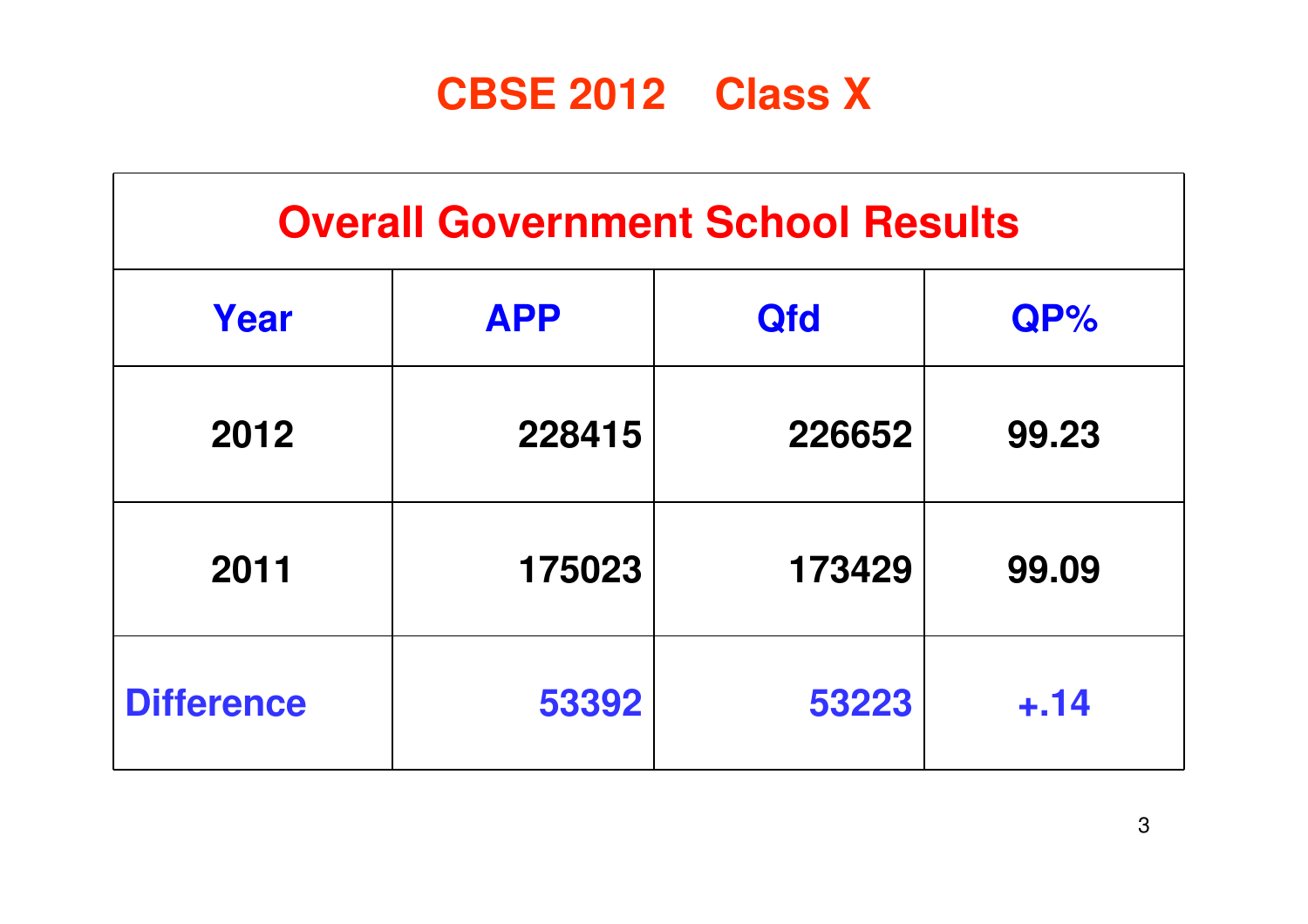# CBSE 2012 Class X

| Overall Government School Results | | | |
|---|---|---|---|
| **Year** | **APP** | **Qfd** | **QP%** |
| **2012** | **228415** | **226652** | **99.23** |
| **2011** | **175023** | **173429** | **99.09** |
| **Difference** | **53392** | **53223** | **+.14** |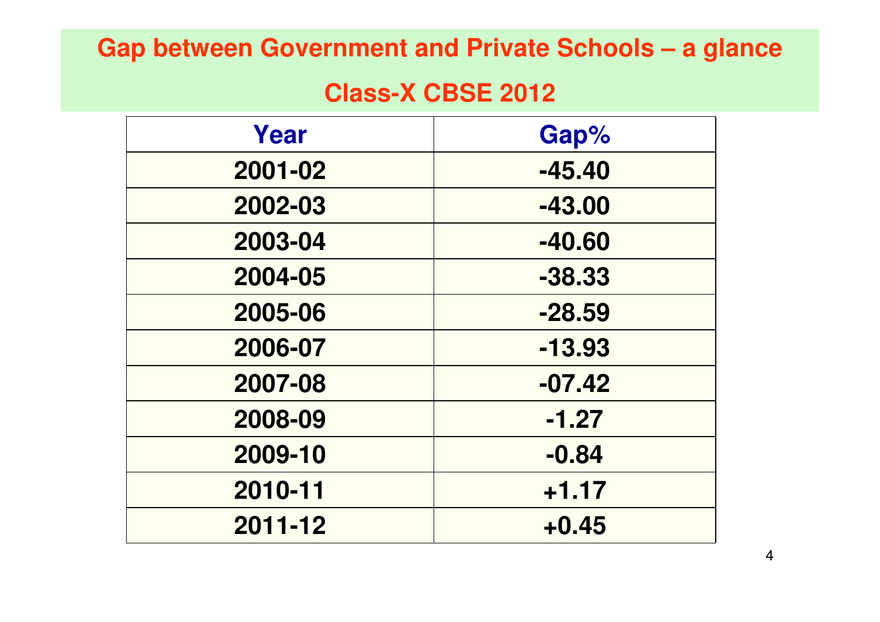# Gap between Government and Private Schools – a glance

## Class-X CBSE 2012

| Year | Gap% |
|---|---|
| 2001-02 | -45.40 |
| 2002-03 | -43.00 |
| 2003-04 | -40.60 |
| 2004-05 | -38.33 |
| 2005-06 | -28.59 |
| 2006-07 | -13.93 |
| 2007-08 | -07.42 |
| 2008-09 | -1.27 |
| 2009-10 | -0.84 |
| 2010-11 | +1.17 |
| 2011-12 | +0.45 |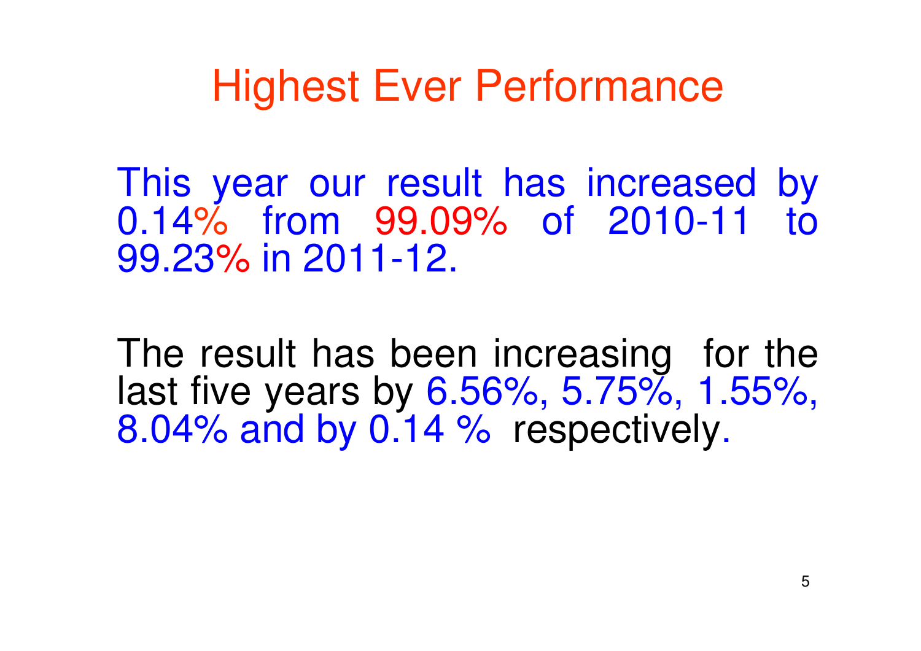# Highest Ever Performance

This year our result has increased by 0.14% from 99.09% of 2010-11 to 99.23% in 2011-12.

The result has been increasing for the last five years by 6.56%, 5.75%, 1.55%, 8.04% and by 0.14 % respectively.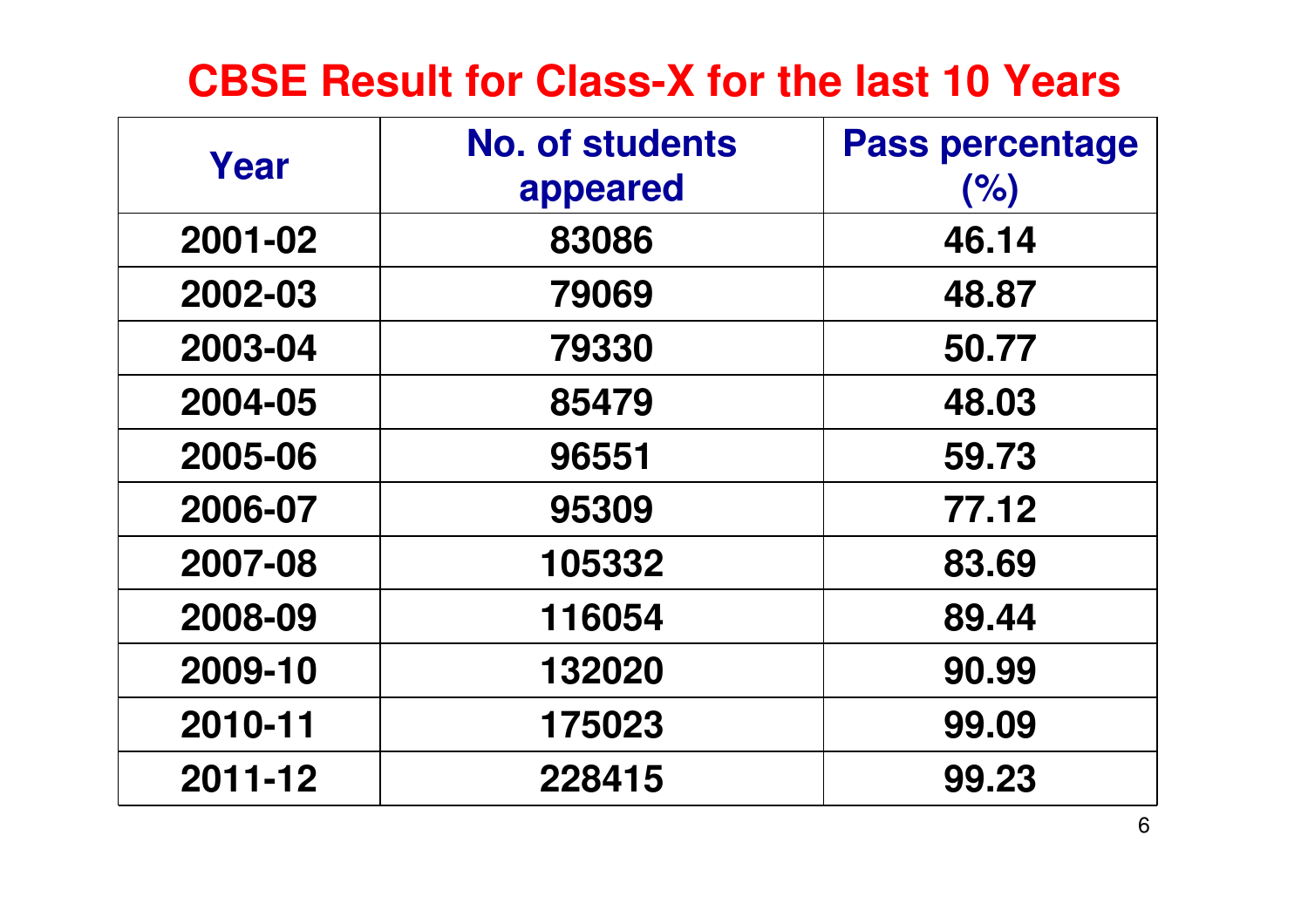# CBSE Result for Class-X for the last 10 Years

| Year | No. of students appeared | Pass percentage (%) |
|---|---|---|
| 2001-02 | 83086 | 46.14 |
| 2002-03 | 79069 | 48.87 |
| 2003-04 | 79330 | 50.77 |
| 2004-05 | 85479 | 48.03 |
| 2005-06 | 96551 | 59.73 |
| 2006-07 | 95309 | 77.12 |
| 2007-08 | 105332 | 83.69 |
| 2008-09 | 116054 | 89.44 |
| 2009-10 | 132020 | 90.99 |
| 2010-11 | 175023 | 99.09 |
| 2011-12 | 228415 | 99.23 |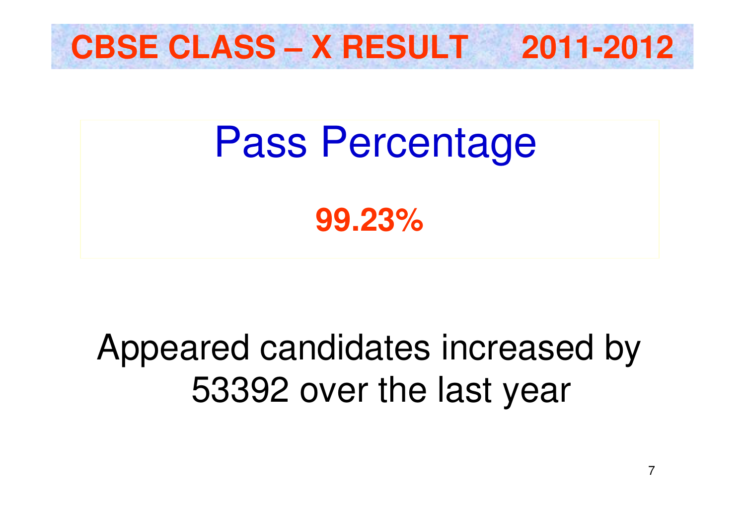# CBSE CLASS – X RESULT 2011-2012

## Pass Percentage

**99.23%**

Appeared candidates increased by 53392 over the last year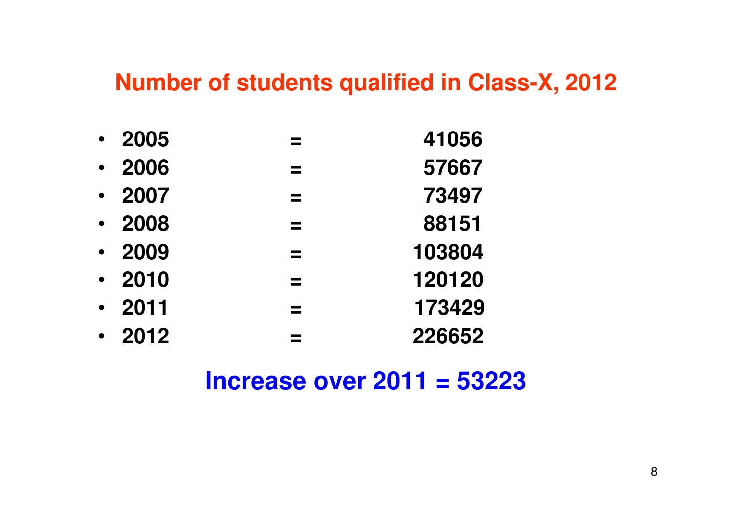## Number of students qualified in Class-X, 2012

- 2005 = 41056
- 2006 = 57667
- 2007 = 73497
- 2008 = 88151
- 2009 = 103804
- 2010 = 120120
- 2011 = 173429
- 2012 = 226652

**Increase over 2011 = 53223**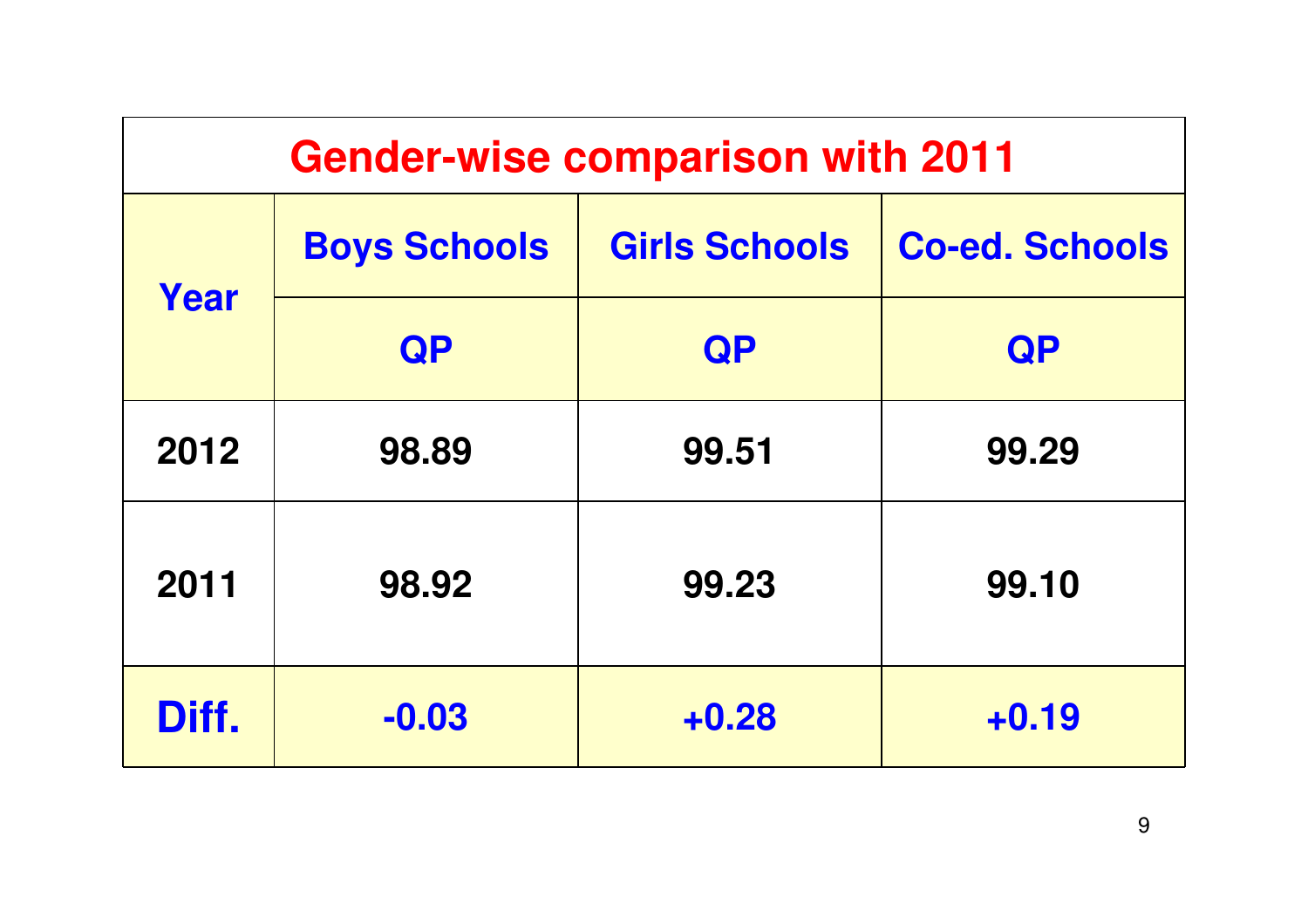| Gender-wise comparison with 2011 | | | |
|---|---|---|---|
| **Year** | **Boys Schools** | **Girls Schools** | **Co-ed. Schools** |
| | **QP** | **QP** | **QP** |
| **2012** | **98.89** | **99.51** | **99.29** |
| **2011** | **98.92** | **99.23** | **99.10** |
| **Diff.** | **-0.03** | **+0.28** | **+0.19** |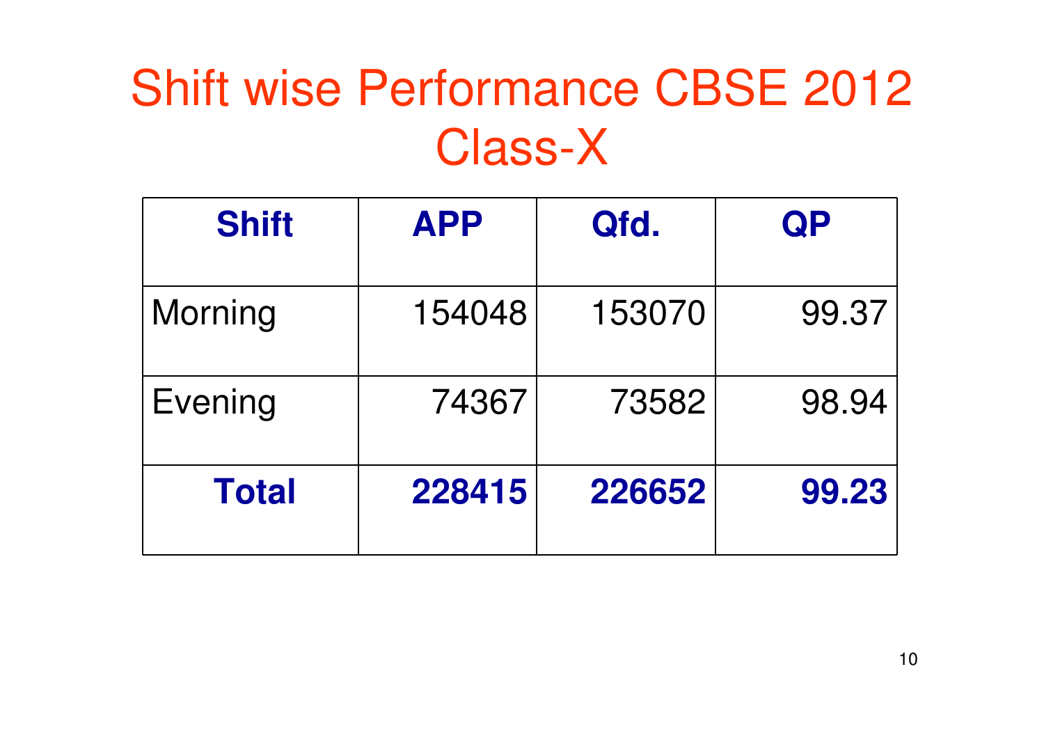# Shift wise Performance CBSE 2012 Class-X

| Shift | APP | Qfd. | QP |
|---|---|---|---|
| Morning | 154048 | 153070 | 99.37 |
| Evening | 74367 | 73582 | 98.94 |
| **Total** | **228415** | **226652** | **99.23** |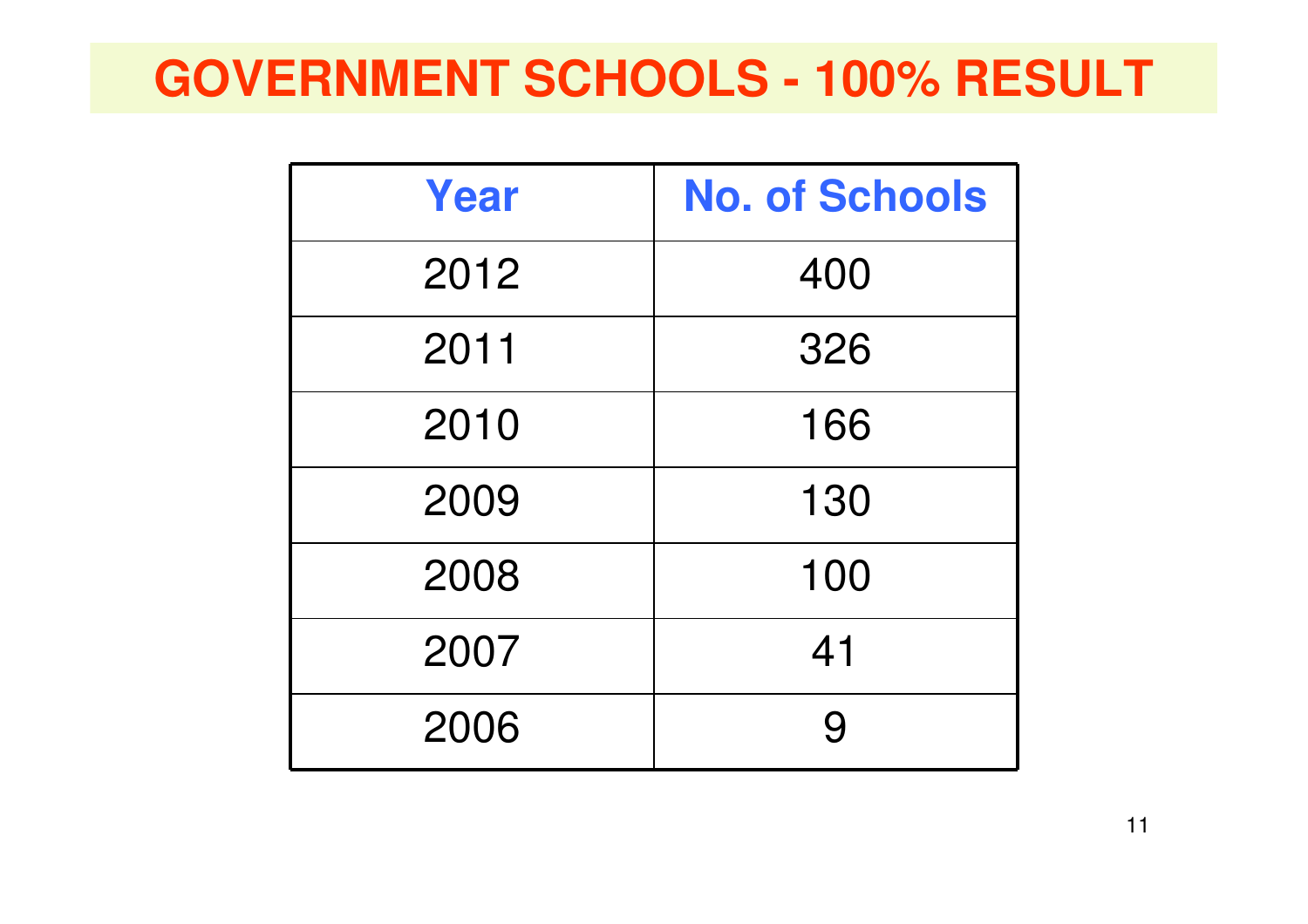# GOVERNMENT SCHOOLS - 100% RESULT

| Year | No. of Schools |
|---|---|
| 2012 | 400 |
| 2011 | 326 |
| 2010 | 166 |
| 2009 | 130 |
| 2008 | 100 |
| 2007 | 41 |
| 2006 | 9 |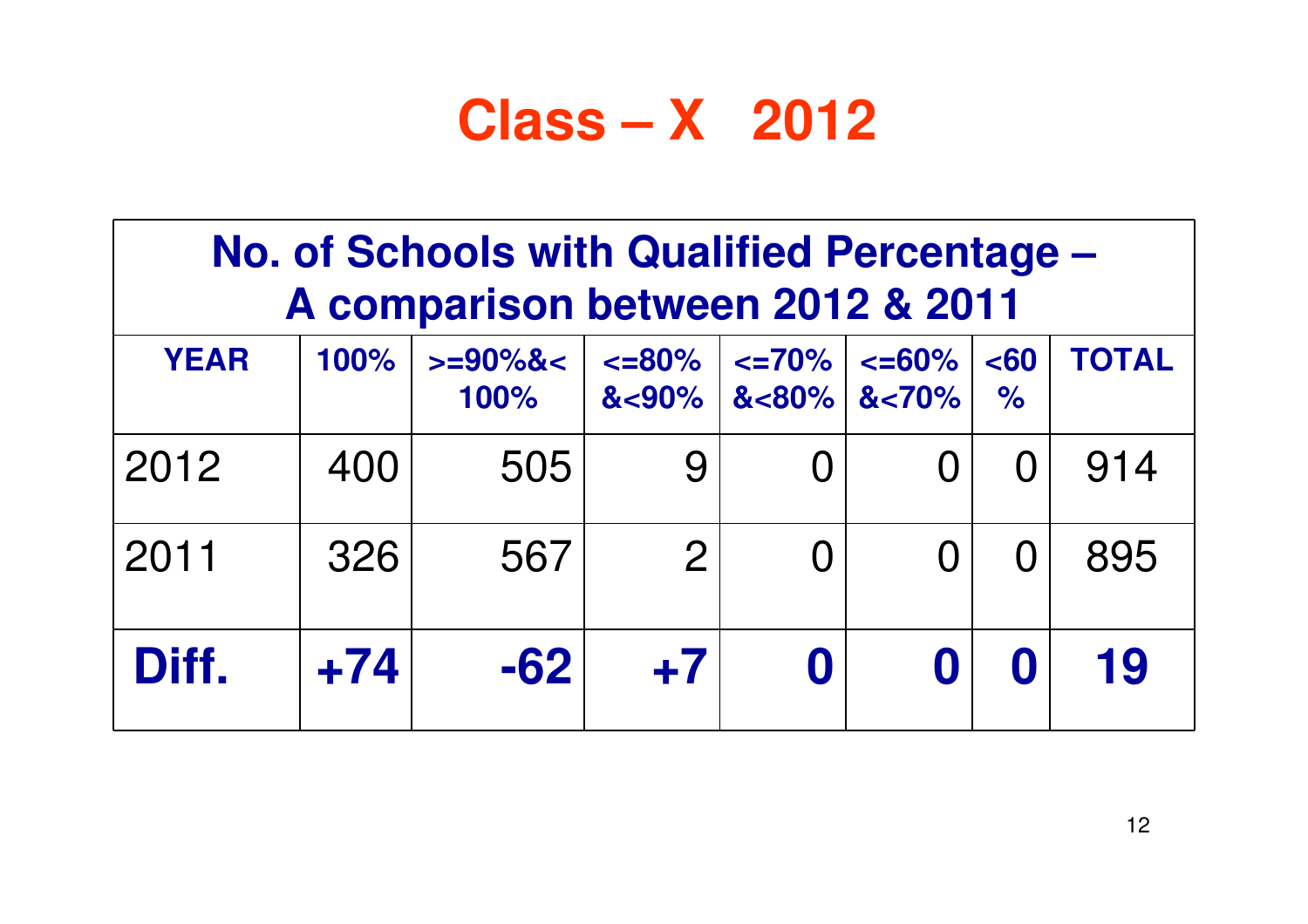# Class – X 2012

| No. of Schools with Qualified Percentage – A comparison between 2012 & 2011 | | | | | | | |
|---|---|---|---|---|---|---|---|
| **YEAR** | **100%** | **>=90%&< 100%** | **<=80% &<90%** | **<=70% &<80%** | **<=60% &<70%** | **<60 %** | **TOTAL** |
| 2012 | 400 | 505 | 9 | 0 | 0 | 0 | 914 |
| 2011 | 326 | 567 | 2 | 0 | 0 | 0 | 895 |
| **Diff.** | **+74** | **-62** | **+7** | **0** | **0** | **0** | **19** |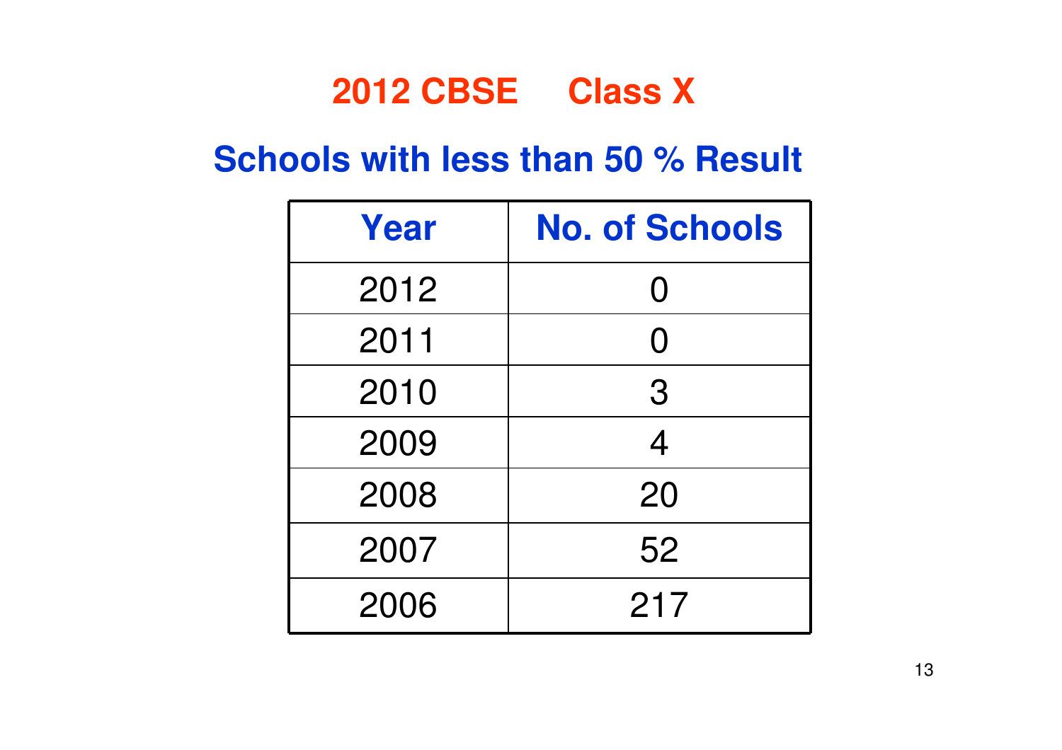# 2012 CBSE Class X

## Schools with less than 50 % Result

| Year | No. of Schools |
|---|---|
| 2012 | 0 |
| 2011 | 0 |
| 2010 | 3 |
| 2009 | 4 |
| 2008 | 20 |
| 2007 | 52 |
| 2006 | 217 |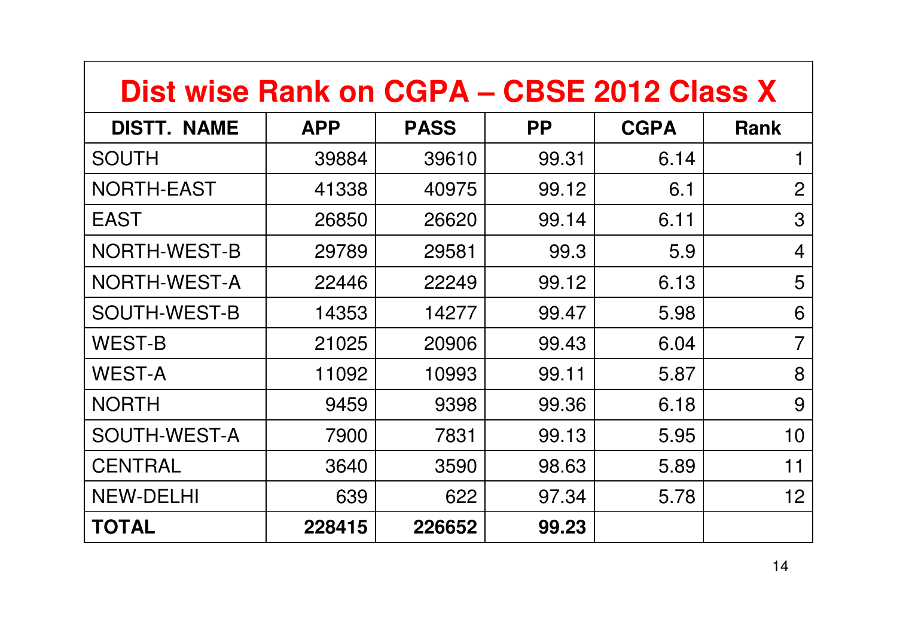| Dist wise Rank on CGPA – CBSE 2012 Class X | | | | | |
|---|---|---|---|---|---|
| **DISTT. NAME** | **APP** | **PASS** | **PP** | **CGPA** | **Rank** |
| SOUTH | 39884 | 39610 | 99.31 | 6.14 | 1 |
| NORTH-EAST | 41338 | 40975 | 99.12 | 6.1 | 2 |
| EAST | 26850 | 26620 | 99.14 | 6.11 | 3 |
| NORTH-WEST-B | 29789 | 29581 | 99.3 | 5.9 | 4 |
| NORTH-WEST-A | 22446 | 22249 | 99.12 | 6.13 | 5 |
| SOUTH-WEST-B | 14353 | 14277 | 99.47 | 5.98 | 6 |
| WEST-B | 21025 | 20906 | 99.43 | 6.04 | 7 |
| WEST-A | 11092 | 10993 | 99.11 | 5.87 | 8 |
| NORTH | 9459 | 9398 | 99.36 | 6.18 | 9 |
| SOUTH-WEST-A | 7900 | 7831 | 99.13 | 5.95 | 10 |
| CENTRAL | 3640 | 3590 | 98.63 | 5.89 | 11 |
| NEW-DELHI | 639 | 622 | 97.34 | 5.78 | 12 |
| **TOTAL** | **228415** | **226652** | **99.23** | | |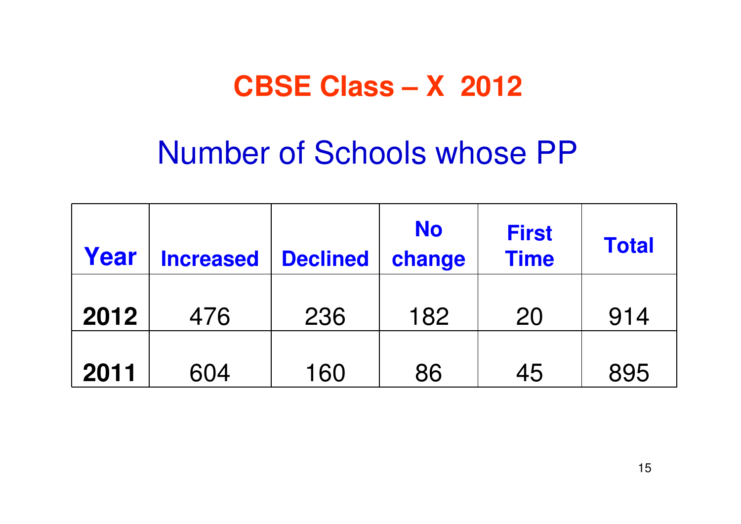# CBSE Class – X 2012

## Number of Schools whose PP

| Year | Increased | Declined | No change | First Time | Total |
|---|---|---|---|---|---|
| **2012** | 476 | 236 | 182 | 20 | 914 |
| **2011** | 604 | 160 | 86 | 45 | 895 |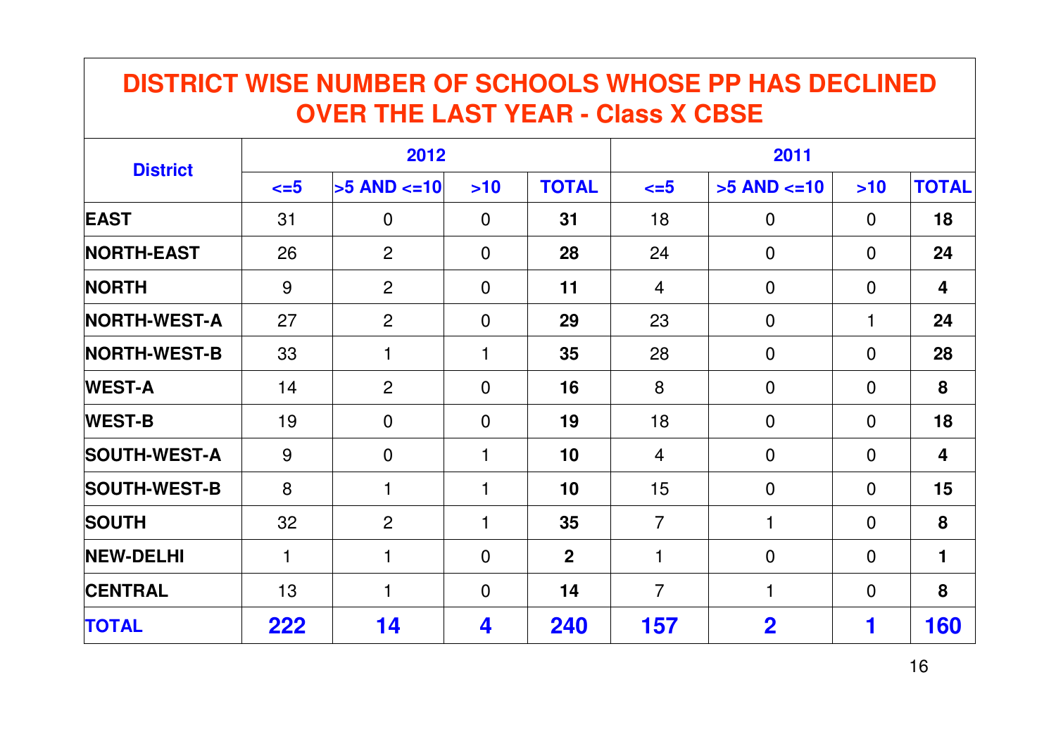# DISTRICT WISE NUMBER OF SCHOOLS WHOSE PP HAS DECLINED OVER THE LAST YEAR - Class X CBSE

| District | 2012 | | | | 2011 | | | |
|---|---|---|---|---|---|---|---|---|
| | <=5 | >5 AND <=10 | >10 | TOTAL | <=5 | >5 AND <=10 | >10 | TOTAL |
| **EAST** | 31 | 0 | 0 | **31** | 18 | 0 | 0 | **18** |
| **NORTH-EAST** | 26 | 2 | 0 | **28** | 24 | 0 | 0 | **24** |
| **NORTH** | 9 | 2 | 0 | **11** | 4 | 0 | 0 | **4** |
| **NORTH-WEST-A** | 27 | 2 | 0 | **29** | 23 | 0 | 1 | **24** |
| **NORTH-WEST-B** | 33 | 1 | 1 | **35** | 28 | 0 | 0 | **28** |
| **WEST-A** | 14 | 2 | 0 | **16** | 8 | 0 | 0 | **8** |
| **WEST-B** | 19 | 0 | 0 | **19** | 18 | 0 | 0 | **18** |
| **SOUTH-WEST-A** | 9 | 0 | 1 | **10** | 4 | 0 | 0 | **4** |
| **SOUTH-WEST-B** | 8 | 1 | 1 | **10** | 15 | 0 | 0 | **15** |
| **SOUTH** | 32 | 2 | 1 | **35** | 7 | 1 | 0 | **8** |
| **NEW-DELHI** | 1 | 1 | 0 | **2** | 1 | 0 | 0 | **1** |
| **CENTRAL** | 13 | 1 | 0 | **14** | 7 | 1 | 0 | **8** |
| **TOTAL** | **222** | **14** | **4** | **240** | **157** | **2** | **1** | **160** |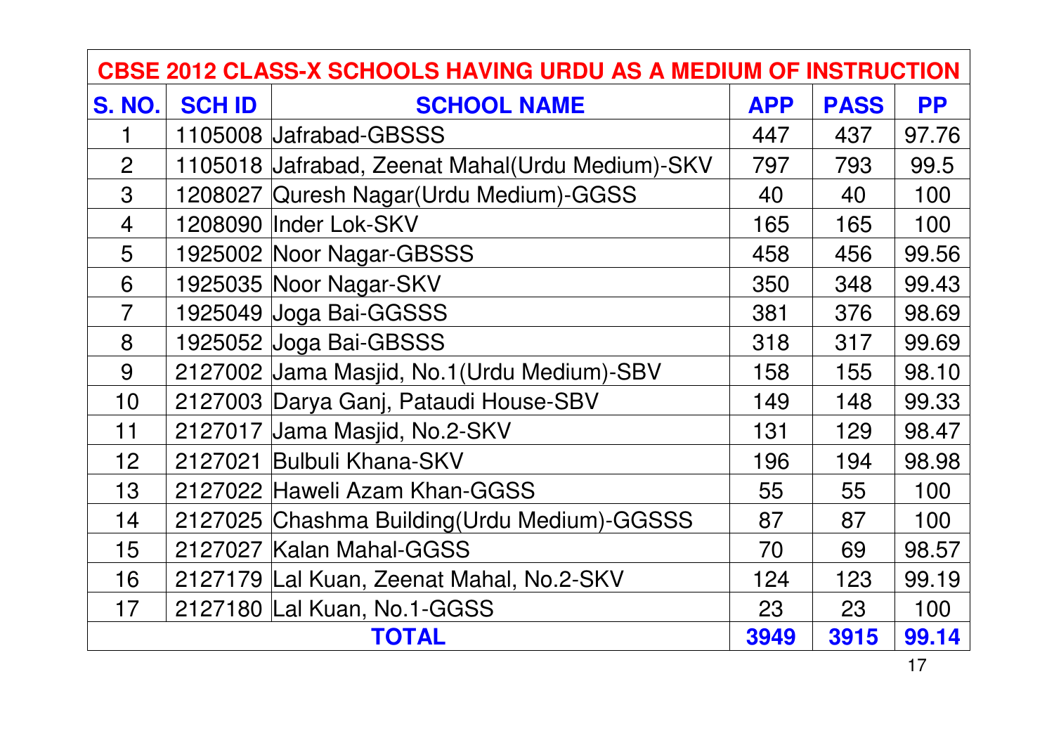| CBSE 2012 CLASS-X SCHOOLS HAVING URDU AS A MEDIUM OF INSTRUCTION | | | | | |
|---|---|---|---|---|---|
| **S. NO.** | **SCH ID** | **SCHOOL NAME** | **APP** | **PASS** | **PP** |
| 1 | 1105008 | Jafrabad-GBSSS | 447 | 437 | 97.76 |
| 2 | 1105018 | Jafrabad, Zeenat Mahal(Urdu Medium)-SKV | 797 | 793 | 99.5 |
| 3 | 1208027 | Quresh Nagar(Urdu Medium)-GGSS | 40 | 40 | 100 |
| 4 | 1208090 | Inder Lok-SKV | 165 | 165 | 100 |
| 5 | 1925002 | Noor Nagar-GBSSS | 458 | 456 | 99.56 |
| 6 | 1925035 | Noor Nagar-SKV | 350 | 348 | 99.43 |
| 7 | 1925049 | Joga Bai-GGSSS | 381 | 376 | 98.69 |
| 8 | 1925052 | Joga Bai-GBSSS | 318 | 317 | 99.69 |
| 9 | 2127002 | Jama Masjid, No.1(Urdu Medium)-SBV | 158 | 155 | 98.10 |
| 10 | 2127003 | Darya Ganj, Pataudi House-SBV | 149 | 148 | 99.33 |
| 11 | 2127017 | Jama Masjid, No.2-SKV | 131 | 129 | 98.47 |
| 12 | 2127021 | Bulbuli Khana-SKV | 196 | 194 | 98.98 |
| 13 | 2127022 | Haweli Azam Khan-GGSS | 55 | 55 | 100 |
| 14 | 2127025 | Chashma Building(Urdu Medium)-GGSSS | 87 | 87 | 100 |
| 15 | 2127027 | Kalan Mahal-GGSS | 70 | 69 | 98.57 |
| 16 | 2127179 | Lal Kuan, Zeenat Mahal, No.2-SKV | 124 | 123 | 99.19 |
| 17 | 2127180 | Lal Kuan, No.1-GGSS | 23 | 23 | 100 |
| **TOTAL** | | | **3949** | **3915** | **99.14** |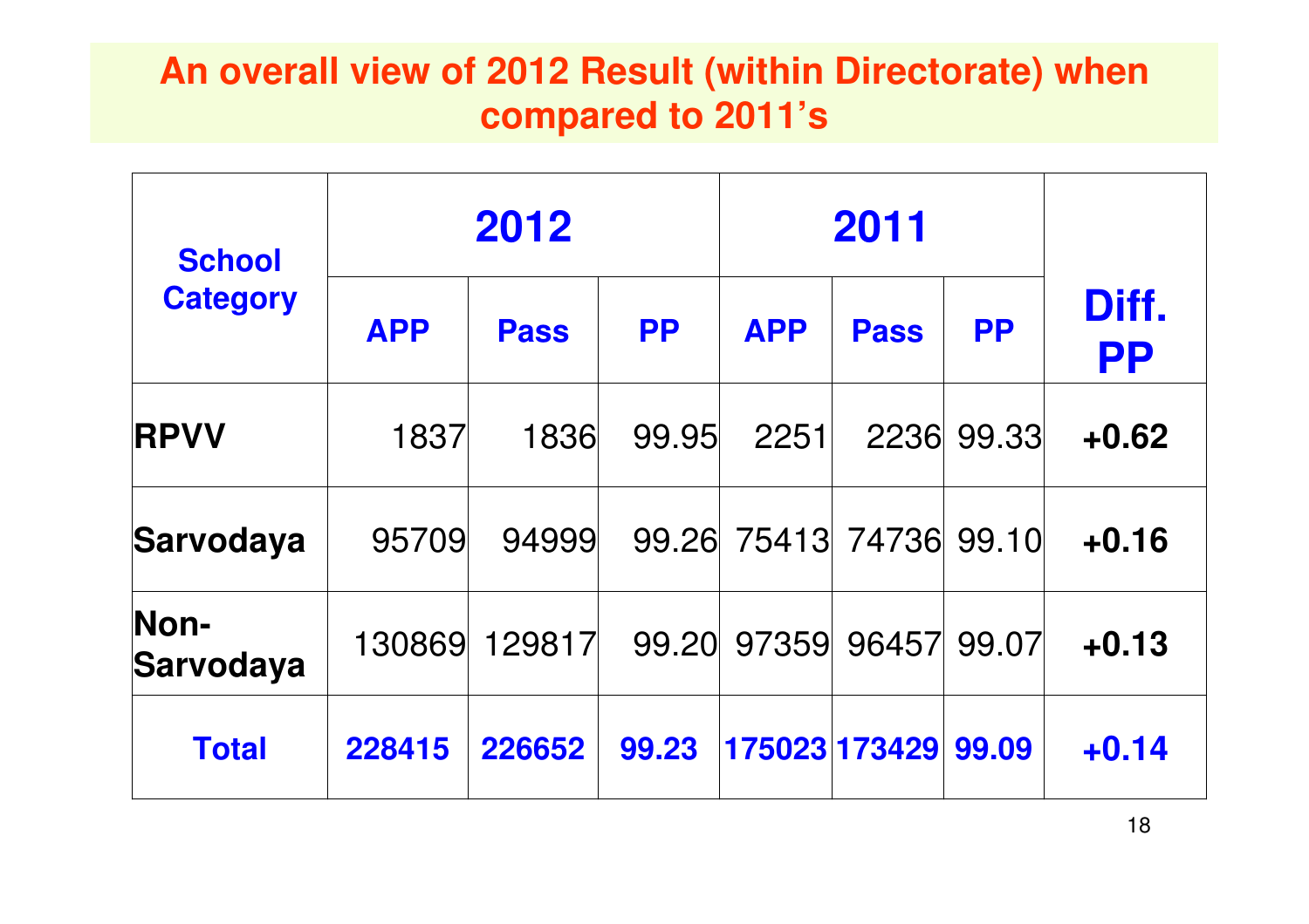# An overall view of 2012 Result (within Directorate) when compared to 2011's

| School Category | 2012 | | | 2011 | | | Diff. PP |
|---|---|---|---|---|---|---|---|
| | APP | Pass | PP | APP | Pass | PP | |
| **RPVV** | 1837 | 1836 | 99.95 | 2251 | 2236 | 99.33 | **+0.62** |
| **Sarvodaya** | 95709 | 94999 | 99.26 | 75413 | 74736 | 99.10 | **+0.16** |
| **Non-Sarvodaya** | 130869 | 129817 | 99.20 | 97359 | 96457 | 99.07 | **+0.13** |
| **Total** | **228415** | **226652** | **99.23** | **175023** | **173429** | **99.09** | **+0.14** |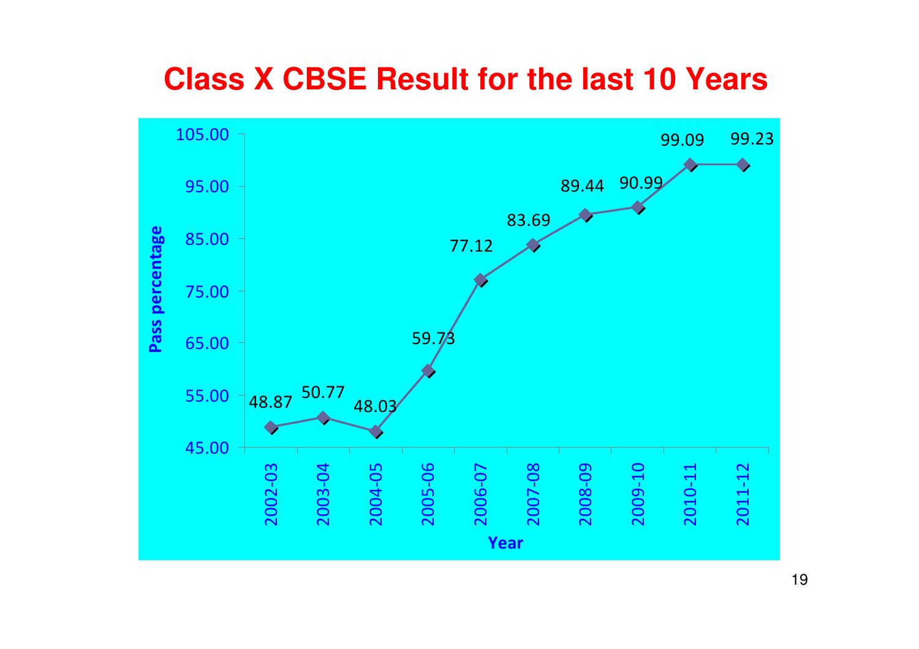# Class X CBSE Result for the last 10 Years

| Year | Pass percentage |
|---|---|
| 2002-03 | 48.87 |
| 2003-04 | 50.77 |
| 2004-05 | 48.03 |
| 2005-06 | 59.73 |
| 2006-07 | 77.12 |
| 2007-08 | 83.69 |
| 2008-09 | 89.44 |
| 2009-10 | 90.99 |
| 2010-11 | 99.09 |
| 2011-12 | 99.23 |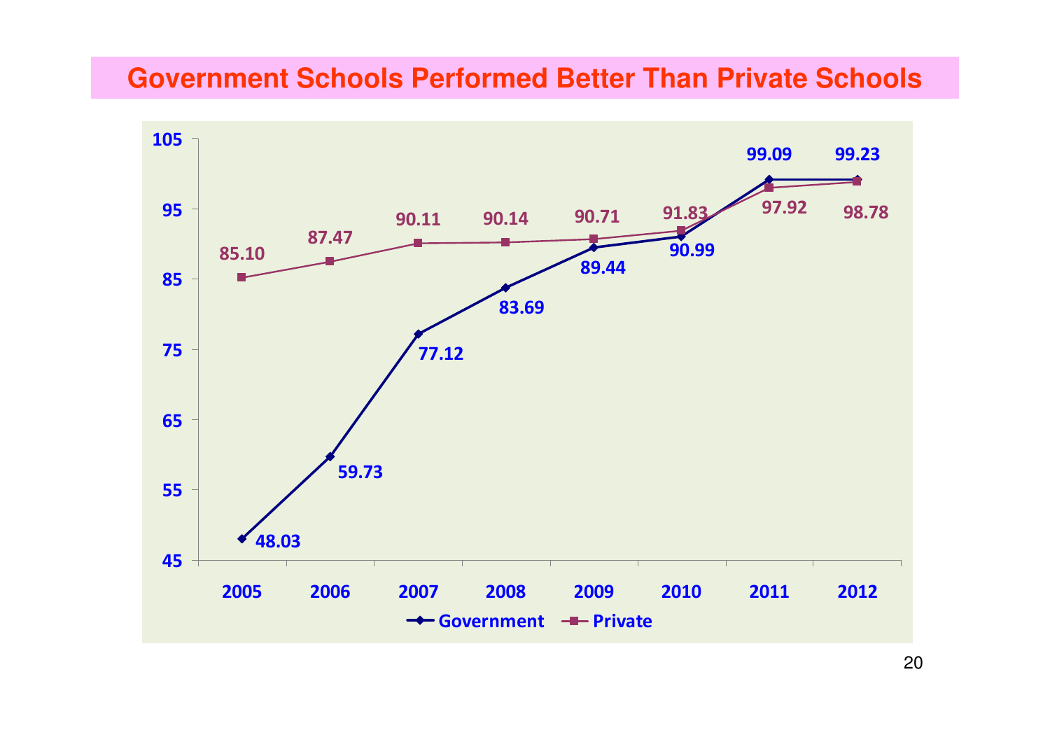# Government Schools Performed Better Than Private Schools

| Year | Government | Private |
|---|---|---|
| 2005 | 48.03 | 85.10 |
| 2006 | 59.73 | 87.47 |
| 2007 | 77.12 | 90.11 |
| 2008 | 83.69 | 90.14 |
| 2009 | 89.44 | 90.71 |
| 2010 | 90.99 | 91.83 |
| 2011 | 99.09 | 97.92 |
| 2012 | 99.23 | 98.78 |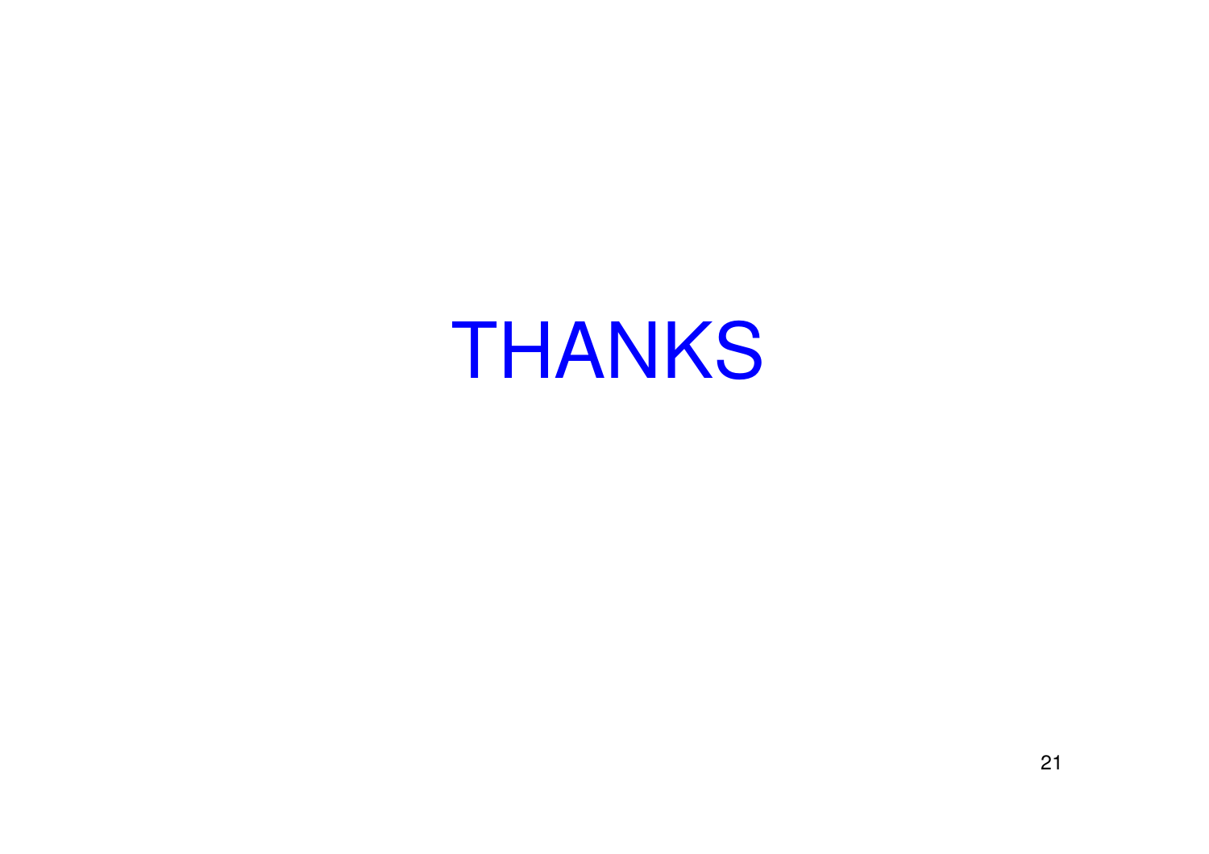# THANKS